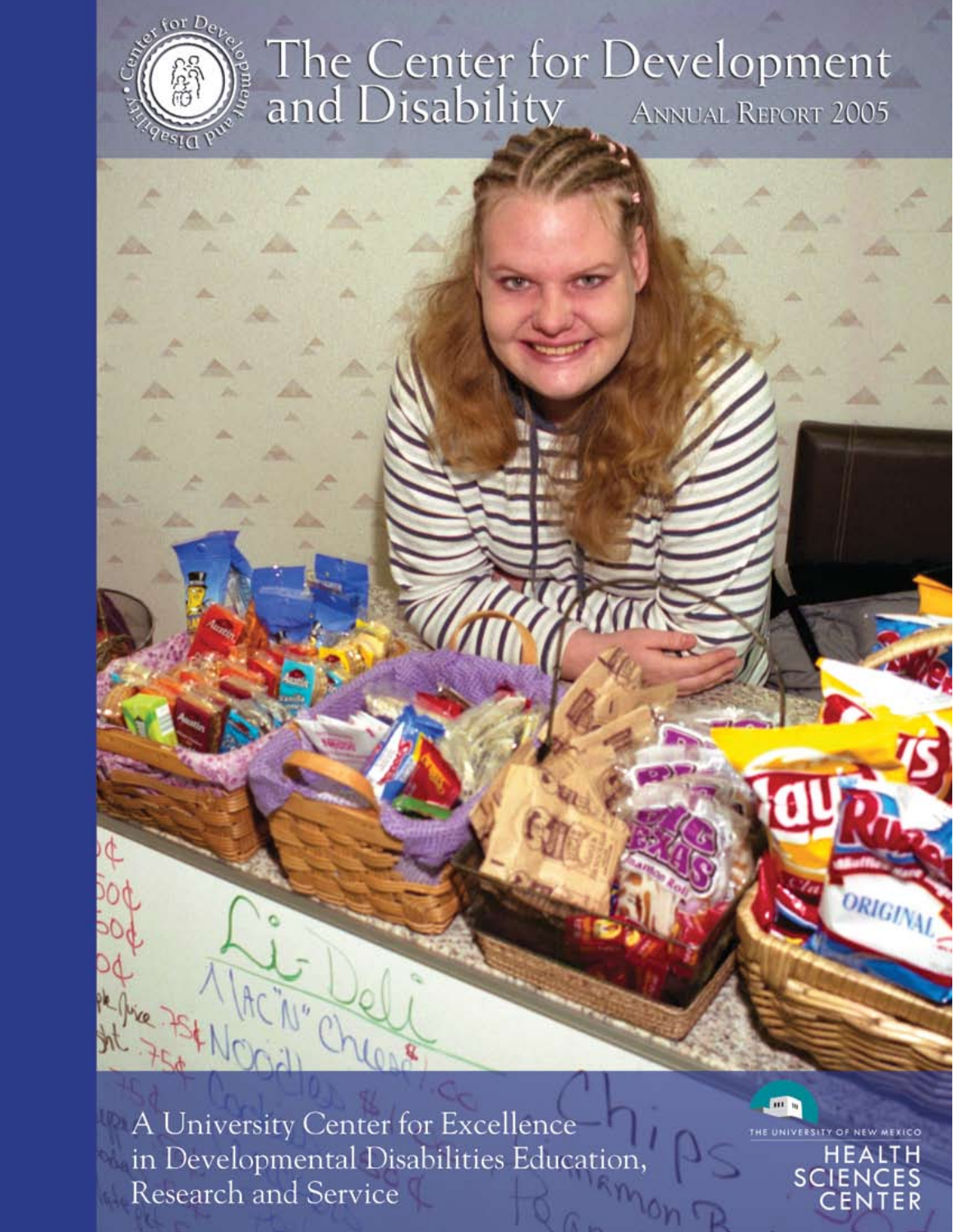# The Center for Development and Disability

ANNUAL REPORT 2005

A University Center for Excellence in Developmental Disabilities Education, Research and Service

THE UNIVERSITY OF NEW MEXICO HEALTH SCIENCES CENTER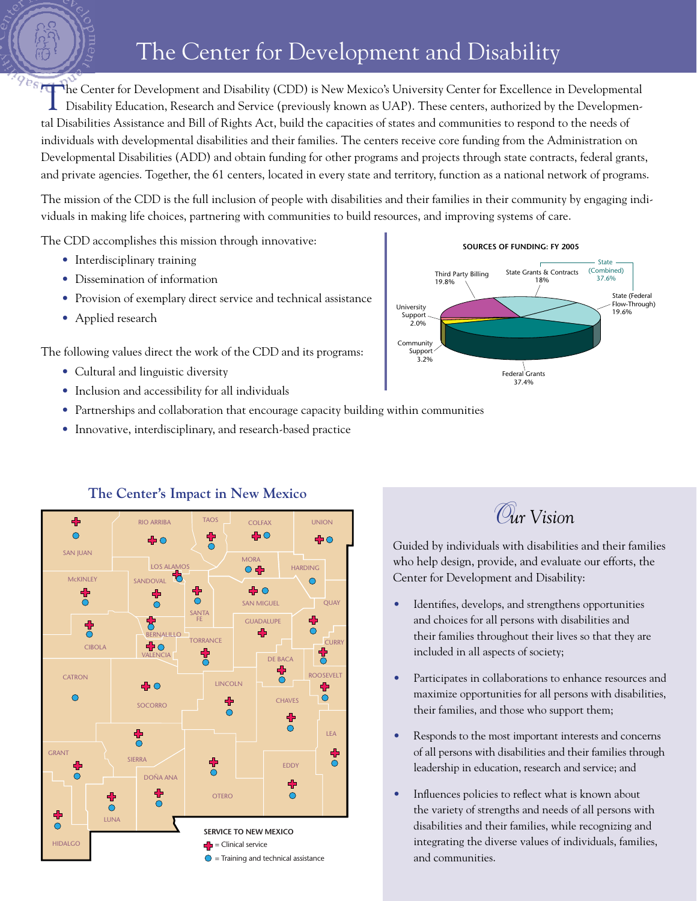# The Center for Development and Disability

The Center for Development and Disability (CDD) is New Mexico's University Center for Excellence in Developmental Disability Education, Research and Service (previously known as UAP). These centers, authorized by the Developmental Disabilities Assistance and Bill of Rights Act, build the capacities of states and communities to respond to the needs of individuals with developmental disabilities and their families. The centers receive core funding from the Administration on Developmental Disabilities (ADD) and obtain funding for other programs and projects through state contracts, federal grants, and private agencies. Together, the 61 centers, located in every state and territory, function as a national network of programs.

The mission of the CDD is the full inclusion of people with disabilities and their families in their community by engaging individuals in making life choices, partnering with communities to build resources, and improving systems of care.

The CDD accomplishes this mission through innovative:

- Interdisciplinary training
- Dissemination of information
- Provision of exemplary direct service and technical assistance
- Applied research

The following values direct the work of the CDD and its programs:

- Cultural and linguistic diversity
- Inclusion and accessibility for all individuals
- Partnerships and collaboration that encourage capacity building within communities
- Innovative, interdisciplinary, and research-based practice

**SOURCES OF FUNDING: FY 2005**

| Source | Percent |
|---|---|
| Federal Grants | 37.4% |
| State (Combined) | 37.6% |
| State Grants & Contracts | 18% |
| State (Federal Flow-Through) | 19.6% |
| Third Party Billing | 19.8% |
| Community Support | 3.2% |
| University Support | 2.0% |

## The Center's Impact in New Mexico

SAN JUAN, RIO ARRIBA, TAOS, COLFAX, UNION, LOS ALAMOS, MORA, HARDING, McKINLEY, SANDOVAL, SAN MIGUEL, QUAY, SANTA FE, GUADALUPE, CIBOLA, BERNALILLO, TORRANCE, CURRY, VALENCIA, DE BACA, ROOSEVELT, CATRON, LINCOLN, SOCORRO, CHAVES, LEA, GRANT, SIERRA, EDDY, DOÑA ANA, OTERO, LUNA, HIDALGO

**SERVICE TO NEW MEXICO**

- ✚ = Clinical service
- ● = Training and technical assistance

## Our Vision

Guided by individuals with disabilities and their families who help design, provide, and evaluate our efforts, the Center for Development and Disability:

- Identifies, develops, and strengthens opportunities and choices for all persons with disabilities and their families throughout their lives so that they are included in all aspects of society;
- Participates in collaborations to enhance resources and maximize opportunities for all persons with disabilities, their families, and those who support them;
- Responds to the most important interests and concerns of all persons with disabilities and their families through leadership in education, research and service; and
- Influences policies to reflect what is known about the variety of strengths and needs of all persons with disabilities and their families, while recognizing and integrating the diverse values of individuals, families, and communities.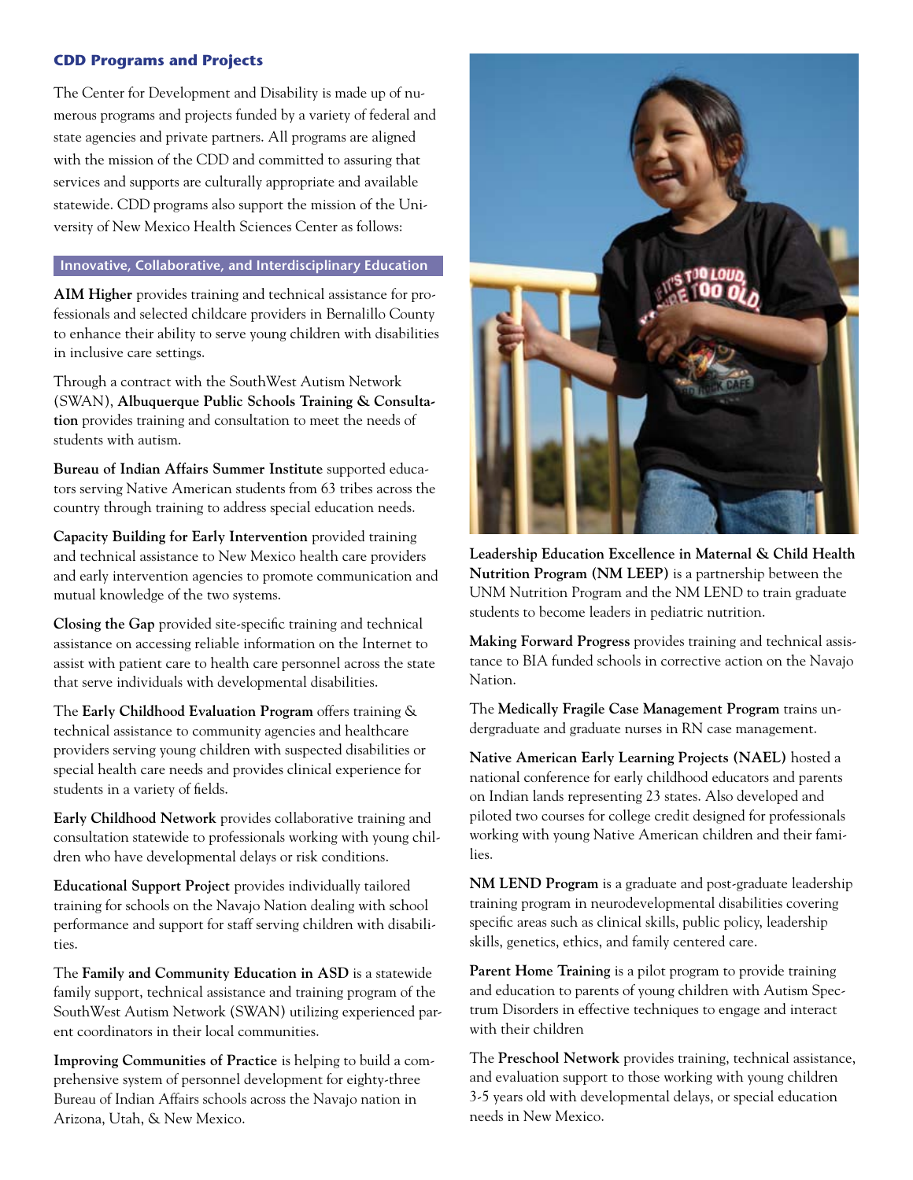### CDD Programs and Projects

The Center for Development and Disability is made up of numerous programs and projects funded by a variety of federal and state agencies and private partners. All programs are aligned with the mission of the CDD and committed to assuring that services and supports are culturally appropriate and available statewide. CDD programs also support the mission of the University of New Mexico Health Sciences Center as follows:

#### Innovative, Collaborative, and Interdisciplinary Education

**AIM Higher** provides training and technical assistance for professionals and selected childcare providers in Bernalillo County to enhance their ability to serve young children with disabilities in inclusive care settings.

Through a contract with the SouthWest Autism Network (SWAN), **Albuquerque Public Schools Training & Consultation** provides training and consultation to meet the needs of students with autism.

**Bureau of Indian Affairs Summer Institute** supported educators serving Native American students from 63 tribes across the country through training to address special education needs.

**Capacity Building for Early Intervention** provided training and technical assistance to New Mexico health care providers and early intervention agencies to promote communication and mutual knowledge of the two systems.

**Closing the Gap** provided site-specific training and technical assistance on accessing reliable information on the Internet to assist with patient care to health care personnel across the state that serve individuals with developmental disabilities.

The **Early Childhood Evaluation Program** offers training & technical assistance to community agencies and healthcare providers serving young children with suspected disabilities or special health care needs and provides clinical experience for students in a variety of fields.

**Early Childhood Network** provides collaborative training and consultation statewide to professionals working with young children who have developmental delays or risk conditions.

**Educational Support Project** provides individually tailored training for schools on the Navajo Nation dealing with school performance and support for staff serving children with disabilities.

The **Family and Community Education in ASD** is a statewide family support, technical assistance and training program of the SouthWest Autism Network (SWAN) utilizing experienced parent coordinators in their local communities.

**Improving Communities of Practice** is helping to build a comprehensive system of personnel development for eighty-three Bureau of Indian Affairs schools across the Navajo nation in Arizona, Utah, & New Mexico.

**Leadership Education Excellence in Maternal & Child Health Nutrition Program (NM LEEP)** is a partnership between the UNM Nutrition Program and the NM LEND to train graduate students to become leaders in pediatric nutrition.

**Making Forward Progress** provides training and technical assistance to BIA funded schools in corrective action on the Navajo Nation.

The **Medically Fragile Case Management Program** trains undergraduate and graduate nurses in RN case management.

**Native American Early Learning Projects (NAEL)** hosted a national conference for early childhood educators and parents on Indian lands representing 23 states. Also developed and piloted two courses for college credit designed for professionals working with young Native American children and their families.

**NM LEND Program** is a graduate and post-graduate leadership training program in neurodevelopmental disabilities covering specific areas such as clinical skills, public policy, leadership skills, genetics, ethics, and family centered care.

**Parent Home Training** is a pilot program to provide training and education to parents of young children with Autism Spectrum Disorders in effective techniques to engage and interact with their children

The **Preschool Network** provides training, technical assistance, and evaluation support to those working with young children 3-5 years old with developmental delays, or special education needs in New Mexico.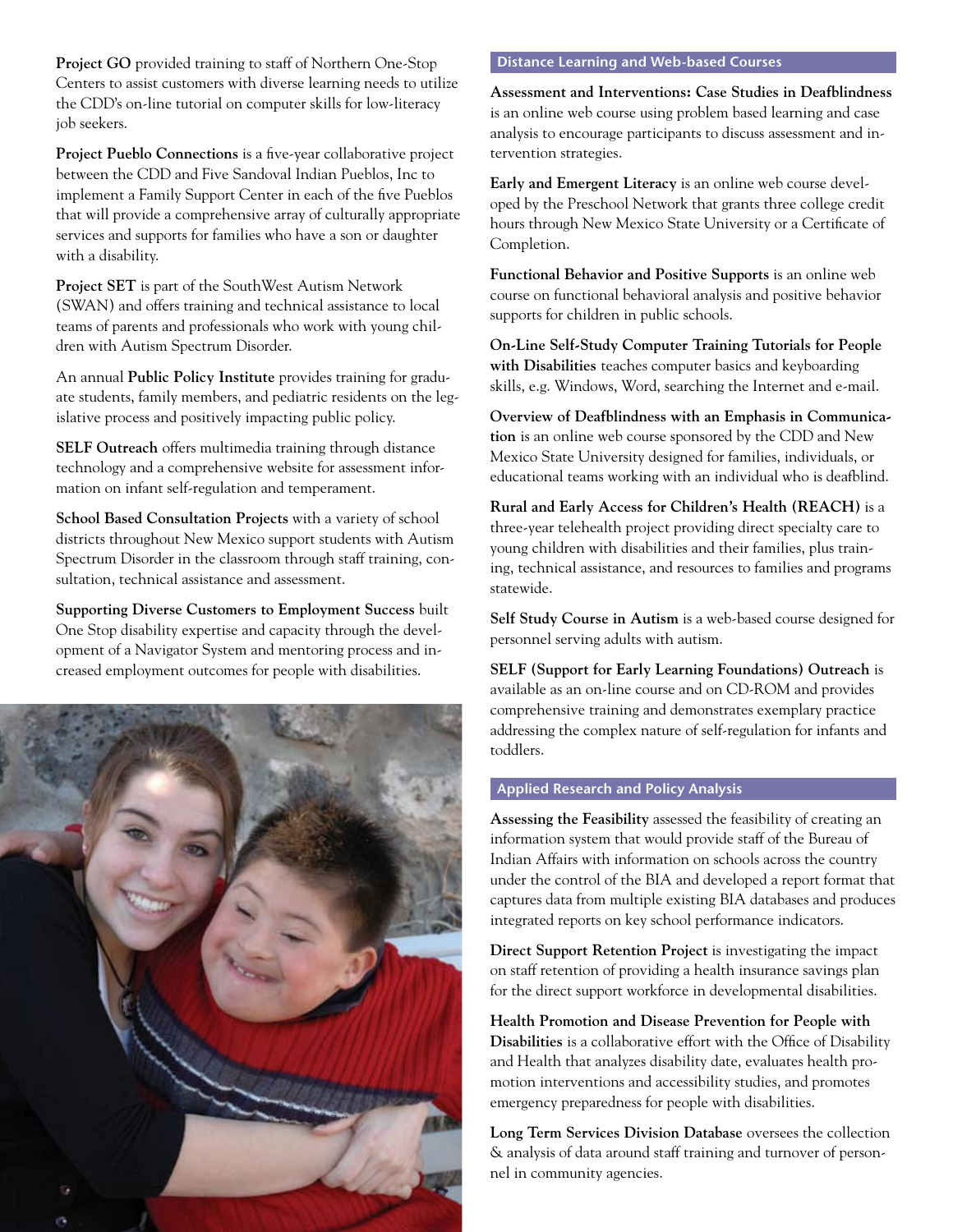**Project GO** provided training to staff of Northern One-Stop Centers to assist customers with diverse learning needs to utilize the CDD's on-line tutorial on computer skills for low-literacy job seekers.

**Project Pueblo Connections** is a five-year collaborative project between the CDD and Five Sandoval Indian Pueblos, Inc to implement a Family Support Center in each of the five Pueblos that will provide a comprehensive array of culturally appropriate services and supports for families who have a son or daughter with a disability.

**Project SET** is part of the SouthWest Autism Network (SWAN) and offers training and technical assistance to local teams of parents and professionals who work with young children with Autism Spectrum Disorder.

An annual **Public Policy Institute** provides training for graduate students, family members, and pediatric residents on the legislative process and positively impacting public policy.

**SELF Outreach** offers multimedia training through distance technology and a comprehensive website for assessment information on infant self-regulation and temperament.

**School Based Consultation Projects** with a variety of school districts throughout New Mexico support students with Autism Spectrum Disorder in the classroom through staff training, consultation, technical assistance and assessment.

**Supporting Diverse Customers to Employment Success** built One Stop disability expertise and capacity through the development of a Navigator System and mentoring process and increased employment outcomes for people with disabilities.

## Distance Learning and Web-based Courses

**Assessment and Interventions: Case Studies in Deafblindness** is an online web course using problem based learning and case analysis to encourage participants to discuss assessment and intervention strategies.

**Early and Emergent Literacy** is an online web course developed by the Preschool Network that grants three college credit hours through New Mexico State University or a Certificate of Completion.

**Functional Behavior and Positive Supports** is an online web course on functional behavioral analysis and positive behavior supports for children in public schools.

**On-Line Self-Study Computer Training Tutorials for People with Disabilities** teaches computer basics and keyboarding skills, e.g. Windows, Word, searching the Internet and e-mail.

**Overview of Deafblindness with an Emphasis in Communication** is an online web course sponsored by the CDD and New Mexico State University designed for families, individuals, or educational teams working with an individual who is deafblind.

**Rural and Early Access for Children's Health (REACH)** is a three-year telehealth project providing direct specialty care to young children with disabilities and their families, plus training, technical assistance, and resources to families and programs statewide.

**Self Study Course in Autism** is a web-based course designed for personnel serving adults with autism.

**SELF (Support for Early Learning Foundations) Outreach** is available as an on-line course and on CD-ROM and provides comprehensive training and demonstrates exemplary practice addressing the complex nature of self-regulation for infants and toddlers.

## Applied Research and Policy Analysis

**Assessing the Feasibility** assessed the feasibility of creating an information system that would provide staff of the Bureau of Indian Affairs with information on schools across the country under the control of the BIA and developed a report format that captures data from multiple existing BIA databases and produces integrated reports on key school performance indicators.

**Direct Support Retention Project** is investigating the impact on staff retention of providing a health insurance savings plan for the direct support workforce in developmental disabilities.

**Health Promotion and Disease Prevention for People with Disabilities** is a collaborative effort with the Office of Disability and Health that analyzes disability date, evaluates health promotion interventions and accessibility studies, and promotes emergency preparedness for people with disabilities.

**Long Term Services Division Database** oversees the collection & analysis of data around staff training and turnover of personnel in community agencies.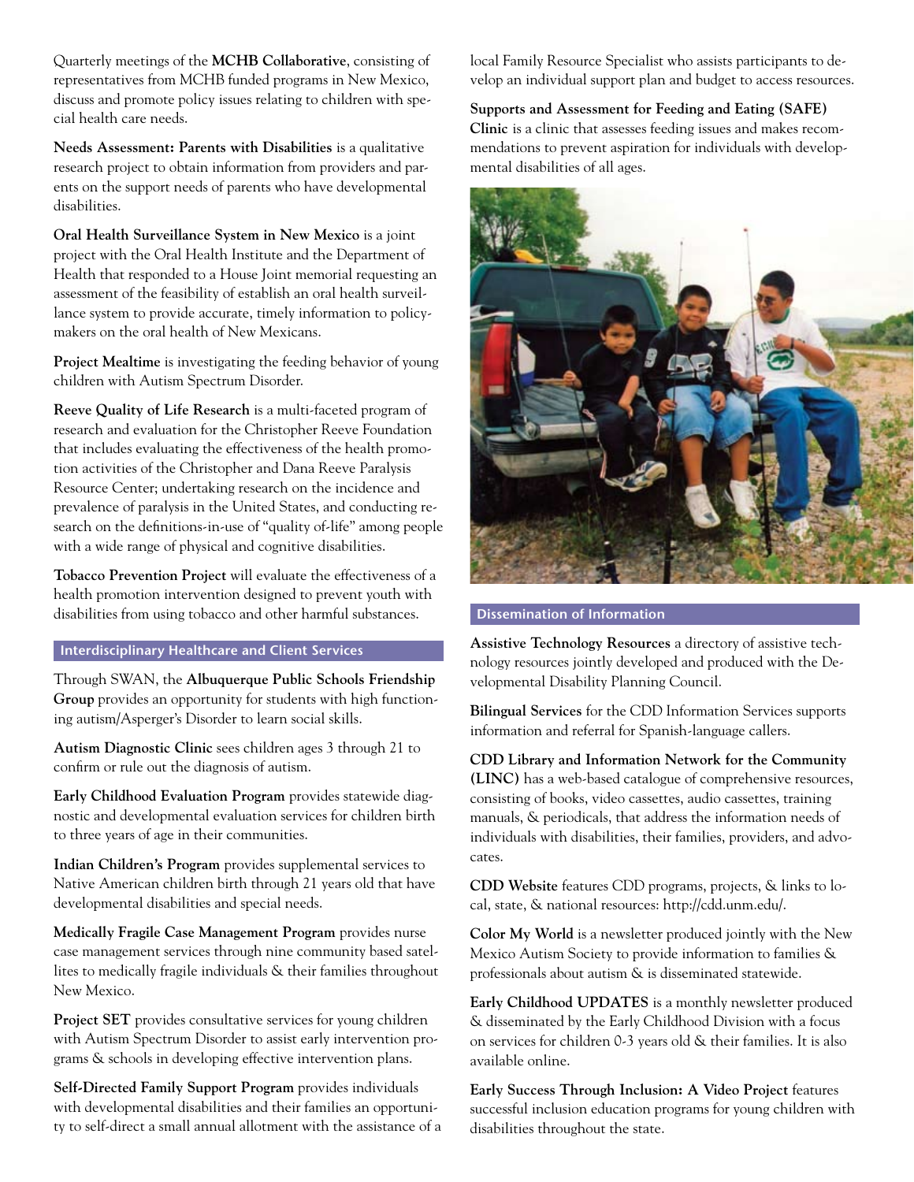Quarterly meetings of the **MCHB Collaborative**, consisting of representatives from MCHB funded programs in New Mexico, discuss and promote policy issues relating to children with special health care needs.

**Needs Assessment: Parents with Disabilities** is a qualitative research project to obtain information from providers and parents on the support needs of parents who have developmental disabilities.

**Oral Health Surveillance System in New Mexico** is a joint project with the Oral Health Institute and the Department of Health that responded to a House Joint memorial requesting an assessment of the feasibility of establish an oral health surveillance system to provide accurate, timely information to policymakers on the oral health of New Mexicans.

**Project Mealtime** is investigating the feeding behavior of young children with Autism Spectrum Disorder.

**Reeve Quality of Life Research** is a multi-faceted program of research and evaluation for the Christopher Reeve Foundation that includes evaluating the effectiveness of the health promotion activities of the Christopher and Dana Reeve Paralysis Resource Center; undertaking research on the incidence and prevalence of paralysis in the United States, and conducting research on the definitions-in-use of "quality of-life" among people with a wide range of physical and cognitive disabilities.

**Tobacco Prevention Project** will evaluate the effectiveness of a health promotion intervention designed to prevent youth with disabilities from using tobacco and other harmful substances.

## Interdisciplinary Healthcare and Client Services

Through SWAN, the **Albuquerque Public Schools Friendship Group** provides an opportunity for students with high functioning autism/Asperger's Disorder to learn social skills.

**Autism Diagnostic Clinic** sees children ages 3 through 21 to confirm or rule out the diagnosis of autism.

**Early Childhood Evaluation Program** provides statewide diagnostic and developmental evaluation services for children birth to three years of age in their communities.

**Indian Children's Program** provides supplemental services to Native American children birth through 21 years old that have developmental disabilities and special needs.

**Medically Fragile Case Management Program** provides nurse case management services through nine community based satellites to medically fragile individuals & their families throughout New Mexico.

**Project SET** provides consultative services for young children with Autism Spectrum Disorder to assist early intervention programs & schools in developing effective intervention plans.

**Self-Directed Family Support Program** provides individuals with developmental disabilities and their families an opportunity to self-direct a small annual allotment with the assistance of a local Family Resource Specialist who assists participants to develop an individual support plan and budget to access resources.

**Supports and Assessment for Feeding and Eating (SAFE) Clinic** is a clinic that assesses feeding issues and makes recommendations to prevent aspiration for individuals with developmental disabilities of all ages.

## Dissemination of Information

**Assistive Technology Resources** a directory of assistive technology resources jointly developed and produced with the Developmental Disability Planning Council.

**Bilingual Services** for the CDD Information Services supports information and referral for Spanish-language callers.

**CDD Library and Information Network for the Community (LINC)** has a web-based catalogue of comprehensive resources, consisting of books, video cassettes, audio cassettes, training manuals, & periodicals, that address the information needs of individuals with disabilities, their families, providers, and advocates.

**CDD Website** features CDD programs, projects, & links to local, state, & national resources: http://cdd.unm.edu/.

**Color My World** is a newsletter produced jointly with the New Mexico Autism Society to provide information to families & professionals about autism & is disseminated statewide.

**Early Childhood UPDATES** is a monthly newsletter produced & disseminated by the Early Childhood Division with a focus on services for children 0-3 years old & their families. It is also available online.

**Early Success Through Inclusion: A Video Project** features successful inclusion education programs for young children with disabilities throughout the state.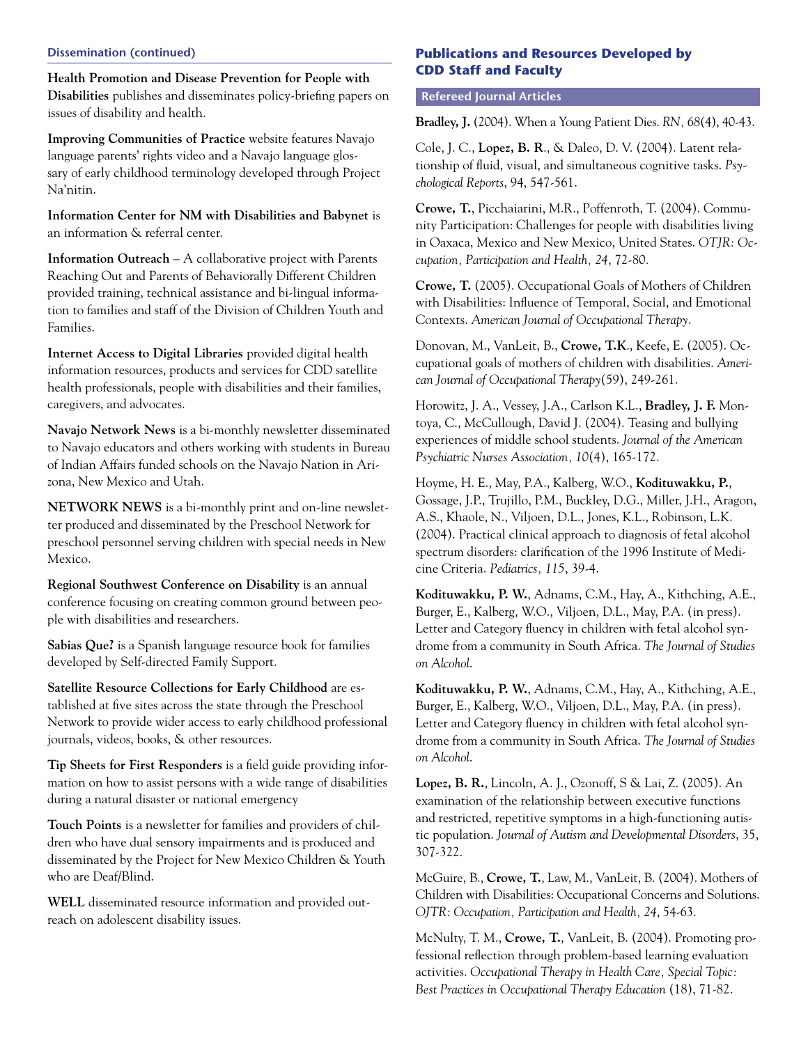#### Dissemination (continued)

**Health Promotion and Disease Prevention for People with Disabilities** publishes and disseminates policy-briefing papers on issues of disability and health.

**Improving Communities of Practice** website features Navajo language parents' rights video and a Navajo language glossary of early childhood terminology developed through Project Na'nitin.

**Information Center for NM with Disabilities and Babynet** is an information & referral center.

**Information Outreach** – A collaborative project with Parents Reaching Out and Parents of Behaviorally Different Children provided training, technical assistance and bi-lingual information to families and staff of the Division of Children Youth and Families.

**Internet Access to Digital Libraries** provided digital health information resources, products and services for CDD satellite health professionals, people with disabilities and their families, caregivers, and advocates.

**Navajo Network News** is a bi-monthly newsletter disseminated to Navajo educators and others working with students in Bureau of Indian Affairs funded schools on the Navajo Nation in Arizona, New Mexico and Utah.

**NETWORK NEWS** is a bi-monthly print and on-line newsletter produced and disseminated by the Preschool Network for preschool personnel serving children with special needs in New Mexico.

**Regional Southwest Conference on Disability** is an annual conference focusing on creating common ground between people with disabilities and researchers.

**Sabias Que?** is a Spanish language resource book for families developed by Self-directed Family Support.

**Satellite Resource Collections for Early Childhood** are established at five sites across the state through the Preschool Network to provide wider access to early childhood professional journals, videos, books, & other resources.

**Tip Sheets for First Responders** is a field guide providing information on how to assist persons with a wide range of disabilities during a natural disaster or national emergency

**Touch Points** is a newsletter for families and providers of children who have dual sensory impairments and is produced and disseminated by the Project for New Mexico Children & Youth who are Deaf/Blind.

**WELL** disseminated resource information and provided outreach on adolescent disability issues.

## Publications and Resources Developed by CDD Staff and Faculty

### Refereed Journal Articles

**Bradley, J.** (2004). When a Young Patient Dies. *RN, 68*(4), 40-43.

Cole, J. C., **Lopez, B. R**., & Daleo, D. V. (2004). Latent relationship of fluid, visual, and simultaneous cognitive tasks. *Psychological Reports*, 94, 547-561.

**Crowe, T.**, Picchaiarini, M.R., Poffenroth, T. (2004). Community Participation: Challenges for people with disabilities living in Oaxaca, Mexico and New Mexico, United States. *OTJR: Occupation, Participation and Health, 24*, 72-80.

**Crowe, T.** (2005). Occupational Goals of Mothers of Children with Disabilities: Influence of Temporal, Social, and Emotional Contexts. *American Journal of Occupational Therapy*.

Donovan, M., VanLeit, B., **Crowe, T.K**., Keefe, E. (2005). Occupational goals of mothers of children with disabilities. *American Journal of Occupational Therapy*(59), 249-261.

Horowitz, J. A., Vessey, J.A., Carlson K.L., **Bradley, J. F.** Montoya, C., McCullough, David J. (2004). Teasing and bullying experiences of middle school students. *Journal of the American Psychiatric Nurses Association, 10*(4), 165-172.

Hoyme, H. E., May, P.A., Kalberg, W.O., **Kodituwakku, P.**, Gossage, J.P., Trujillo, P.M., Buckley, D.G., Miller, J.H., Aragon, A.S., Khaole, N., Viljoen, D.L., Jones, K.L., Robinson, L.K. (2004). Practical clinical approach to diagnosis of fetal alcohol spectrum disorders: clarification of the 1996 Institute of Medicine Criteria. *Pediatrics, 115*, 39-4.

**Kodituwakku, P. W.**, Adnams, C.M., Hay, A., Kithching, A.E., Burger, E., Kalberg, W.O., Viljoen, D.L., May, P.A. (in press). Letter and Category fluency in children with fetal alcohol syndrome from a community in South Africa. *The Journal of Studies on Alcohol*.

**Kodituwakku, P. W.**, Adnams, C.M., Hay, A., Kithching, A.E., Burger, E., Kalberg, W.O., Viljoen, D.L., May, P.A. (in press). Letter and Category fluency in children with fetal alcohol syndrome from a community in South Africa. *The Journal of Studies on Alcohol*.

**Lopez, B. R.**, Lincoln, A. J., Ozonoff, S & Lai, Z. (2005). An examination of the relationship between executive functions and restricted, repetitive symptoms in a high-functioning autistic population. *Journal of Autism and Developmental Disorders*, 35, 307-322.

McGuire, B., **Crowe, T.**, Law, M., VanLeit, B. (2004). Mothers of Children with Disabilities: Occupational Concerns and Solutions. *OJTR: Occupation, Participation and Health, 24*, 54-63.

McNulty, T. M., **Crowe, T.**, VanLeit, B. (2004). Promoting professional reflection through problem-based learning evaluation activities. *Occupational Therapy in Health Care, Special Topic: Best Practices in Occupational Therapy Education* (18), 71-82.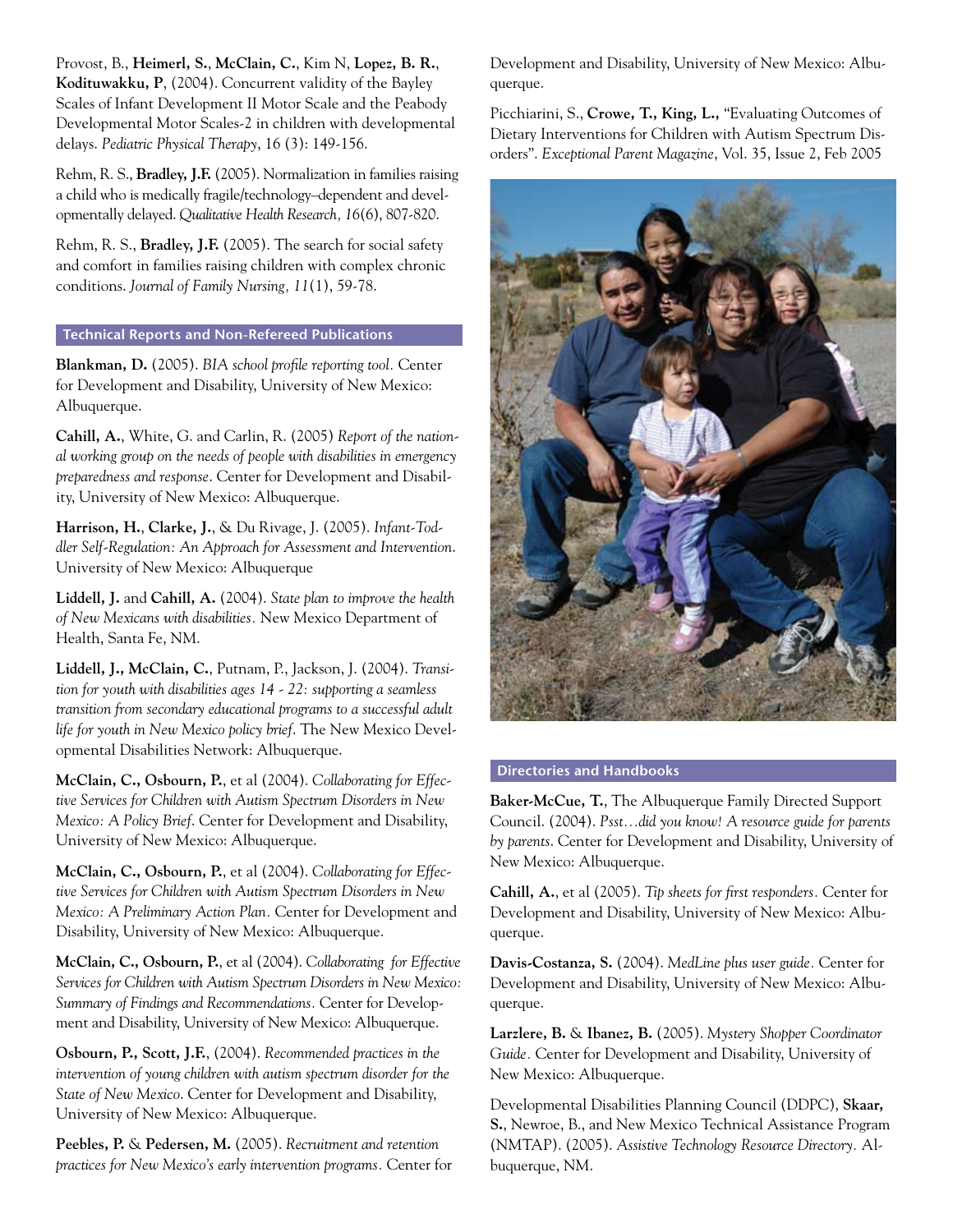Provost, B., **Heimerl, S.**, **McClain, C.**, Kim N, **Lopez, B. R.**, **Kodituwakku, P**, (2004). Concurrent validity of the Bayley Scales of Infant Development II Motor Scale and the Peabody Developmental Motor Scales-2 in children with developmental delays. *Pediatric Physical Therapy*, 16 (3): 149-156.

Rehm, R. S., **Bradley, J.F.** (2005). Normalization in families raising a child who is medically fragile/technology–dependent and developmentally delayed. *Qualitative Health Research, 16*(6), 807-820.

Rehm, R. S., **Bradley, J.F.** (2005). The search for social safety and comfort in families raising children with complex chronic conditions. *Journal of Family Nursing, 11*(1), 59-78.

## Technical Reports and Non-Refereed Publications

**Blankman, D.** (2005). *BIA school profile reporting tool.* Center for Development and Disability, University of New Mexico: Albuquerque.

**Cahill, A.**, White, G. and Carlin, R. (2005) *Report of the national working group on the needs of people with disabilities in emergency preparedness and response*. Center for Development and Disability, University of New Mexico: Albuquerque.

**Harrison, H.**, **Clarke, J.**, & Du Rivage, J. (2005). *Infant-Toddler Self-Regulation: An Approach for Assessment and Intervention.* University of New Mexico: Albuquerque

**Liddell, J.** and **Cahill, A.** (2004). *State plan to improve the health of New Mexicans with disabilities.* New Mexico Department of Health, Santa Fe, NM.

**Liddell, J., McClain, C.**, Putnam, P., Jackson, J. (2004). *Transition for youth with disabilities ages 14 - 22: supporting a seamless transition from secondary educational programs to a successful adult life for youth in New Mexico policy brief.* The New Mexico Developmental Disabilities Network: Albuquerque.

**McClain, C., Osbourn, P.**, et al (2004). *Collaborating for Effective Services for Children with Autism Spectrum Disorders in New Mexico: A Policy Brief*. Center for Development and Disability, University of New Mexico: Albuquerque.

**McClain, C., Osbourn, P.**, et al (2004). *Collaborating for Effective Services for Children with Autism Spectrum Disorders in New Mexico: A Preliminary Action Plan.* Center for Development and Disability, University of New Mexico: Albuquerque.

**McClain, C., Osbourn, P.**, et al (2004). *Collaborating for Effective Services for Children with Autism Spectrum Disorders in New Mexico: Summary of Findings and Recommendations.* Center for Development and Disability, University of New Mexico: Albuquerque.

**Osbourn, P., Scott, J.F.**, (2004). *Recommended practices in the intervention of young children with autism spectrum disorder for the State of New Mexico.* Center for Development and Disability, University of New Mexico: Albuquerque.

**Peebles, P.** & **Pedersen, M.** (2005). *Recruitment and retention practices for New Mexico's early intervention programs.* Center for Development and Disability, University of New Mexico: Albuquerque.

Picchiarini, S., **Crowe, T., King, L.,** "Evaluating Outcomes of Dietary Interventions for Children with Autism Spectrum Disorders". *Exceptional Parent Magazine*, Vol. 35, Issue 2, Feb 2005

## Directories and Handbooks

**Baker-McCue, T.**, The Albuquerque Family Directed Support Council. (2004). *Psst…did you know! A resource guide for parents by parents*. Center for Development and Disability, University of New Mexico: Albuquerque.

**Cahill, A.**, et al (2005). *Tip sheets for first responders.* Center for Development and Disability, University of New Mexico: Albuquerque.

**Davis-Costanza, S.** (2004). *MedLine plus user guide.* Center for Development and Disability, University of New Mexico: Albuquerque.

**Larzlere, B.** & **Ibanez, B.** (2005). *Mystery Shopper Coordinator Guide*. Center for Development and Disability, University of New Mexico: Albuquerque.

Developmental Disabilities Planning Council (DDPC), **Skaar, S.**, Newroe, B., and New Mexico Technical Assistance Program (NMTAP). (2005). *Assistive Technology Resource Directory.* Albuquerque, NM.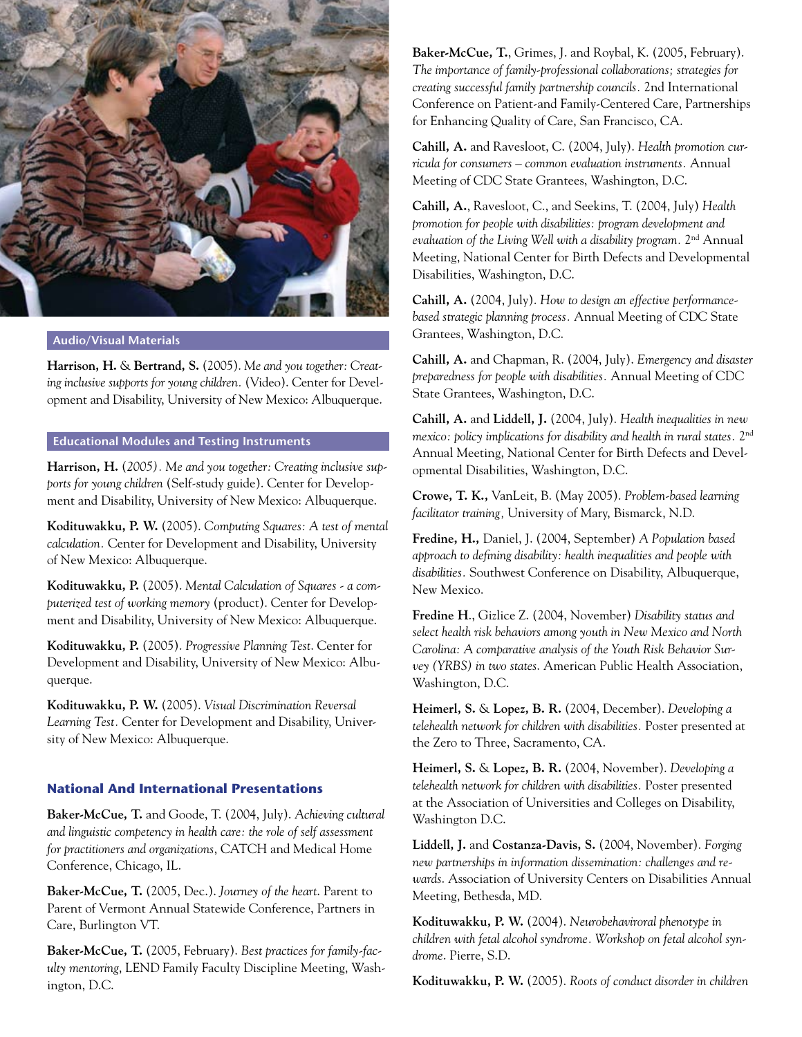### Audio/Visual Materials

**Harrison, H.** & **Bertrand, S.** (2005). *Me and you together: Creating inclusive supports for young children.* (Video). Center for Development and Disability, University of New Mexico: Albuquerque.

### Educational Modules and Testing Instruments

**Harrison, H.** (*2005). Me and you together: Creating inclusive supports for young children* (Self-study guide). Center for Development and Disability, University of New Mexico: Albuquerque.

**Kodituwakku, P. W.** (2005). *Computing Squares: A test of mental calculation.* Center for Development and Disability, University of New Mexico: Albuquerque.

**Kodituwakku, P.** (2005). *Mental Calculation of Squares - a computerized test of working memory* (product). Center for Development and Disability, University of New Mexico: Albuquerque.

**Kodituwakku, P.** (2005). *Progressive Planning Test*. Center for Development and Disability, University of New Mexico: Albuquerque.

**Kodituwakku, P. W.** (2005). *Visual Discrimination Reversal Learning Test.* Center for Development and Disability, University of New Mexico: Albuquerque.

### National And International Presentations

**Baker-McCue, T.** and Goode, T. (2004, July). *Achieving cultural and linguistic competency in health care: the role of self assessment for practitioners and organizations*, CATCH and Medical Home Conference, Chicago, IL.

**Baker-McCue, T.** (2005, Dec.). *Journey of the heart*. Parent to Parent of Vermont Annual Statewide Conference, Partners in Care, Burlington VT.

**Baker-McCue, T.** (2005, February). *Best practices for family-faculty mentoring*, LEND Family Faculty Discipline Meeting, Washington, D.C.

**Baker-McCue, T.**, Grimes, J. and Roybal, K. (2005, February). *The importance of family-professional collaborations; strategies for creating successful family partnership councils.* 2nd International Conference on Patient-and Family-Centered Care, Partnerships for Enhancing Quality of Care, San Francisco, CA.

**Cahill, A.** and Ravesloot, C. (2004, July). *Health promotion curricula for consumers – common evaluation instruments.* Annual Meeting of CDC State Grantees, Washington, D.C.

**Cahill, A.**, Ravesloot, C., and Seekins, T. (2004, July) *Health promotion for people with disabilities: program development and evaluation of the Living Well with a disability program.* 2nd Annual Meeting, National Center for Birth Defects and Developmental Disabilities, Washington, D.C.

**Cahill, A.** (2004, July). *How to design an effective performance-based strategic planning process.* Annual Meeting of CDC State Grantees, Washington, D.C.

**Cahill, A.** and Chapman, R. (2004, July). *Emergency and disaster preparedness for people with disabilities.* Annual Meeting of CDC State Grantees, Washington, D.C.

**Cahill, A.** and **Liddell, J.** (2004, July). *Health inequalities in new mexico: policy implications for disability and health in rural states.* 2nd Annual Meeting, National Center for Birth Defects and Developmental Disabilities, Washington, D.C.

**Crowe, T. K.,** VanLeit, B. (May 2005). *Problem-based learning facilitator training,* University of Mary, Bismarck, N.D.

**Fredine, H.,** Daniel, J. (2004, September) *A Population based approach to defining disability: health inequalities and people with disabilities.* Southwest Conference on Disability, Albuquerque, New Mexico.

**Fredine H**., Gizlice Z. (2004, November) *Disability status and select health risk behaviors among youth in New Mexico and North Carolina: A comparative analysis of the Youth Risk Behavior Survey (YRBS) in two states.* American Public Health Association, Washington, D.C.

**Heimerl, S.** & **Lopez, B. R.** (2004, December). *Developing a telehealth network for children with disabilities.* Poster presented at the Zero to Three, Sacramento, CA.

**Heimerl, S.** & **Lopez, B. R.** (2004, November). *Developing a telehealth network for children with disabilities.* Poster presented at the Association of Universities and Colleges on Disability, Washington D.C.

**Liddell, J.** and **Costanza-Davis, S.** (2004, November). *Forging new partnerships in information dissemination: challenges and rewards.* Association of University Centers on Disabilities Annual Meeting, Bethesda, MD.

**Kodituwakku, P. W.** (2004). *Neurobehaviroral phenotype in children with fetal alcohol syndrome. Workshop on fetal alcohol syndrome*. Pierre, S.D.

**Kodituwakku, P. W.** (2005). *Roots of conduct disorder in children*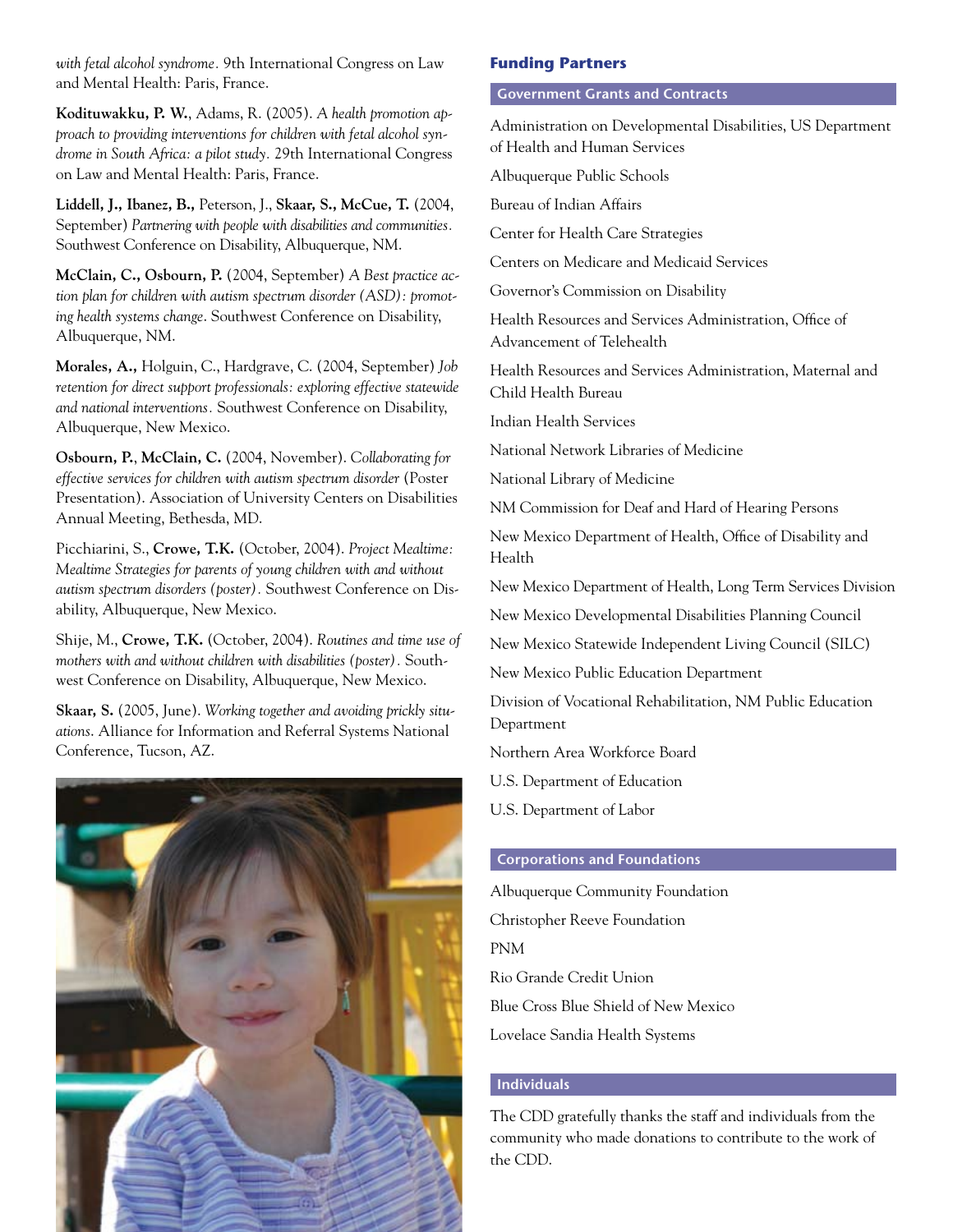*with fetal alcohol syndrome*. 9th International Congress on Law and Mental Health: Paris, France.

**Kodituwakku, P. W.**, Adams, R. (2005). *A health promotion approach to providing interventions for children with fetal alcohol syndrome in South Africa: a pilot study*. 29th International Congress on Law and Mental Health: Paris, France.

**Liddell, J., Ibanez, B.,** Peterson, J., **Skaar, S., McCue, T.** (2004, September) *Partnering with people with disabilities and communities*. Southwest Conference on Disability, Albuquerque, NM.

**McClain, C., Osbourn, P.** (2004, September) *A Best practice action plan for children with autism spectrum disorder (ASD): promoting health systems change*. Southwest Conference on Disability, Albuquerque, NM.

**Morales, A.,** Holguin, C., Hardgrave, C. (2004, September) *Job retention for direct support professionals: exploring effective statewide and national interventions*. Southwest Conference on Disability, Albuquerque, New Mexico.

**Osbourn, P.**, **McClain, C.** (2004, November). *Collaborating for effective services for children with autism spectrum disorder* (Poster Presentation). Association of University Centers on Disabilities Annual Meeting, Bethesda, MD.

Picchiarini, S., **Crowe, T.K.** (October, 2004). *Project Mealtime: Mealtime Strategies for parents of young children with and without autism spectrum disorders (poster)*. Southwest Conference on Disability, Albuquerque, New Mexico.

Shije, M., **Crowe, T.K.** (October, 2004). *Routines and time use of mothers with and without children with disabilities (poster)*. Southwest Conference on Disability, Albuquerque, New Mexico.

**Skaar, S.** (2005, June). *Working together and avoiding prickly situations*. Alliance for Information and Referral Systems National Conference, Tucson, AZ.

## Funding Partners

### Government Grants and Contracts

Administration on Developmental Disabilities, US Department of Health and Human Services

Albuquerque Public Schools

Bureau of Indian Affairs

Center for Health Care Strategies

Centers on Medicare and Medicaid Services

Governor's Commission on Disability

Health Resources and Services Administration, Office of Advancement of Telehealth

Health Resources and Services Administration, Maternal and Child Health Bureau

Indian Health Services

National Network Libraries of Medicine

National Library of Medicine

NM Commission for Deaf and Hard of Hearing Persons

New Mexico Department of Health, Office of Disability and Health

New Mexico Department of Health, Long Term Services Division

New Mexico Developmental Disabilities Planning Council

New Mexico Statewide Independent Living Council (SILC)

New Mexico Public Education Department

Division of Vocational Rehabilitation, NM Public Education Department

Northern Area Workforce Board

U.S. Department of Education

U.S. Department of Labor

### Corporations and Foundations

Albuquerque Community Foundation

Christopher Reeve Foundation

PNM

Rio Grande Credit Union

Blue Cross Blue Shield of New Mexico

Lovelace Sandia Health Systems

### Individuals

The CDD gratefully thanks the staff and individuals from the community who made donations to contribute to the work of the CDD.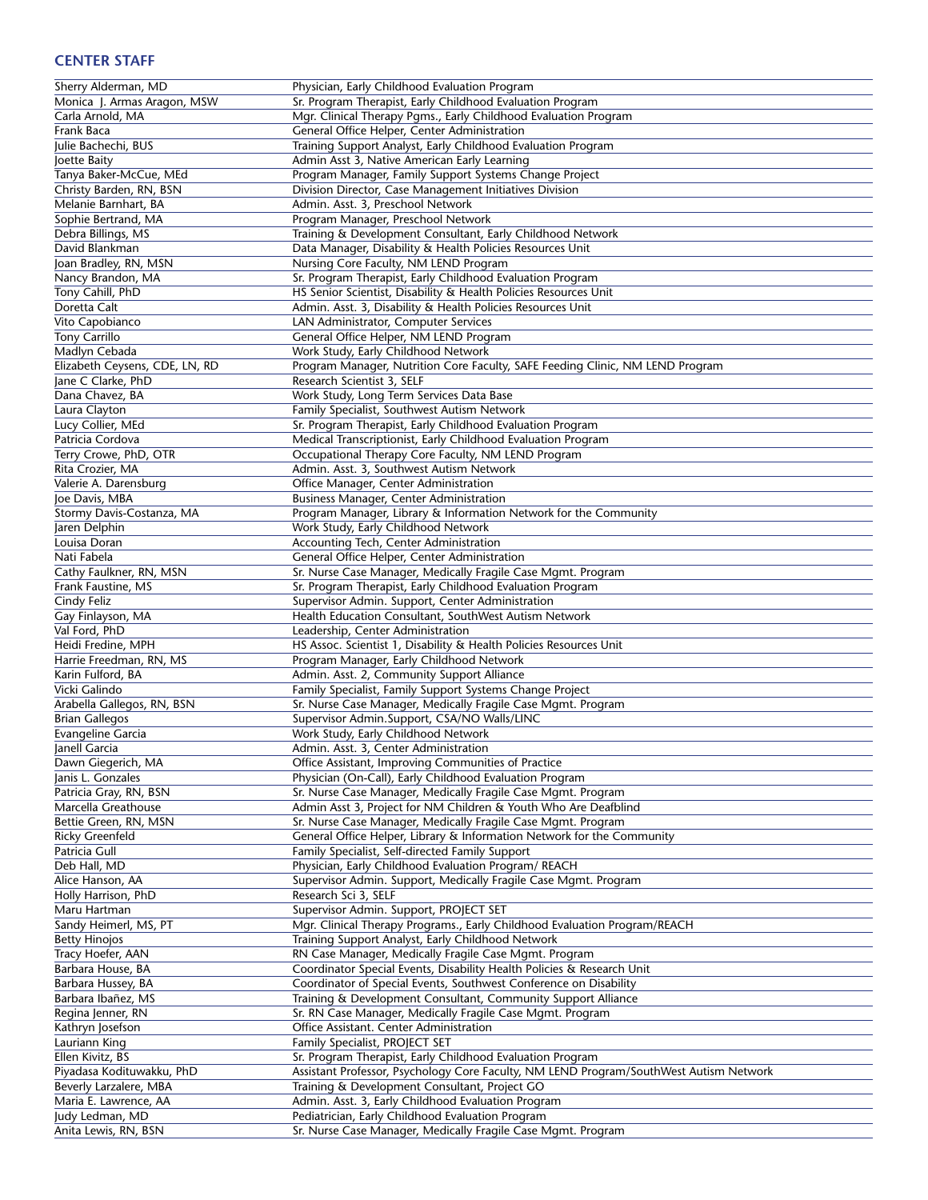## CENTER STAFF

| | |
|---|---|
| Sherry Alderman, MD | Physician, Early Childhood Evaluation Program |
| Monica J. Armas Aragon, MSW | Sr. Program Therapist, Early Childhood Evaluation Program |
| Carla Arnold, MA | Mgr. Clinical Therapy Pgms., Early Childhood Evaluation Program |
| Frank Baca | General Office Helper, Center Administration |
| Julie Bachechi, BUS | Training Support Analyst, Early Childhood Evaluation Program |
| Joette Baity | Admin Asst 3, Native American Early Learning |
| Tanya Baker-McCue, MEd | Program Manager, Family Support Systems Change Project |
| Christy Barden, RN, BSN | Division Director, Case Management Initiatives Division |
| Melanie Barnhart, BA | Admin. Asst. 3, Preschool Network |
| Sophie Bertrand, MA | Program Manager, Preschool Network |
| Debra Billings, MS | Training & Development Consultant, Early Childhood Network |
| David Blankman | Data Manager, Disability & Health Policies Resources Unit |
| Joan Bradley, RN, MSN | Nursing Core Faculty, NM LEND Program |
| Nancy Brandon, MA | Sr. Program Therapist, Early Childhood Evaluation Program |
| Tony Cahill, PhD | HS Senior Scientist, Disability & Health Policies Resources Unit |
| Doretta Calt | Admin. Asst. 3, Disability & Health Policies Resources Unit |
| Vito Capobianco | LAN Administrator, Computer Services |
| Tony Carrillo | General Office Helper, NM LEND Program |
| Madlyn Cebada | Work Study, Early Childhood Network |
| Elizabeth Ceysens, CDE, LN, RD | Program Manager, Nutrition Core Faculty, SAFE Feeding Clinic, NM LEND Program |
| Jane C Clarke, PhD | Research Scientist 3, SELF |
| Dana Chavez, BA | Work Study, Long Term Services Data Base |
| Laura Clayton | Family Specialist, Southwest Autism Network |
| Lucy Collier, MEd | Sr. Program Therapist, Early Childhood Evaluation Program |
| Patricia Cordova | Medical Transcriptionist, Early Childhood Evaluation Program |
| Terry Crowe, PhD, OTR | Occupational Therapy Core Faculty, NM LEND Program |
| Rita Crozier, MA | Admin. Asst. 3, Southwest Autism Network |
| Valerie A. Darensburg | Office Manager, Center Administration |
| Joe Davis, MBA | Business Manager, Center Administration |
| Stormy Davis-Costanza, MA | Program Manager, Library & Information Network for the Community |
| Jaren Delphin | Work Study, Early Childhood Network |
| Louisa Doran | Accounting Tech, Center Administration |
| Nati Fabela | General Office Helper, Center Administration |
| Cathy Faulkner, RN, MSN | Sr. Nurse Case Manager, Medically Fragile Case Mgmt. Program |
| Frank Faustine, MS | Sr. Program Therapist, Early Childhood Evaluation Program |
| Cindy Feliz | Supervisor Admin. Support, Center Administration |
| Gay Finlayson, MA | Health Education Consultant, SouthWest Autism Network |
| Val Ford, PhD | Leadership, Center Administration |
| Heidi Fredine, MPH | HS Assoc. Scientist 1, Disability & Health Policies Resources Unit |
| Harrie Freedman, RN, MS | Program Manager, Early Childhood Network |
| Karin Fulford, BA | Admin. Asst. 2, Community Support Alliance |
| Vicki Galindo | Family Specialist, Family Support Systems Change Project |
| Arabella Gallegos, RN, BSN | Sr. Nurse Case Manager, Medically Fragile Case Mgmt. Program |
| Brian Gallegos | Supervisor Admin.Support, CSA/NO Walls/LINC |
| Evangeline Garcia | Work Study, Early Childhood Network |
| Janell Garcia | Admin. Asst. 3, Center Administration |
| Dawn Giegerich, MA | Office Assistant, Improving Communities of Practice |
| Janis L. Gonzales | Physician (On-Call), Early Childhood Evaluation Program |
| Patricia Gray, RN, BSN | Sr. Nurse Case Manager, Medically Fragile Case Mgmt. Program |
| Marcella Greathouse | Admin Asst 3, Project for NM Children & Youth Who Are Deafblind |
| Bettie Green, RN, MSN | Sr. Nurse Case Manager, Medically Fragile Case Mgmt. Program |
| Ricky Greenfeld | General Office Helper, Library & Information Network for the Community |
| Patricia Gull | Family Specialist, Self-directed Family Support |
| Deb Hall, MD | Physician, Early Childhood Evaluation Program/ REACH |
| Alice Hanson, AA | Supervisor Admin. Support, Medically Fragile Case Mgmt. Program |
| Holly Harrison, PhD | Research Sci 3, SELF |
| Maru Hartman | Supervisor Admin. Support, PROJECT SET |
| Sandy Heimerl, MS, PT | Mgr. Clinical Therapy Programs., Early Childhood Evaluation Program/REACH |
| Betty Hinojos | Training Support Analyst, Early Childhood Network |
| Tracy Hoefer, AAN | RN Case Manager, Medically Fragile Case Mgmt. Program |
| Barbara House, BA | Coordinator Special Events, Disability Health Policies & Research Unit |
| Barbara Hussey, BA | Coordinator of Special Events, Southwest Conference on Disability |
| Barbara Ibañez, MS | Training & Development Consultant, Community Support Alliance |
| Regina Jenner, RN | Sr. RN Case Manager, Medically Fragile Case Mgmt. Program |
| Kathryn Josefson | Office Assistant. Center Administration |
| Lauriann King | Family Specialist, PROJECT SET |
| Ellen Kivitz, BS | Sr. Program Therapist, Early Childhood Evaluation Program |
| Piyadasa Kodituwakku, PhD | Assistant Professor, Psychology Core Faculty, NM LEND Program/SouthWest Autism Network |
| Beverly Larzalere, MBA | Training & Development Consultant, Project GO |
| Maria E. Lawrence, AA | Admin. Asst. 3, Early Childhood Evaluation Program |
| Judy Ledman, MD | Pediatrician, Early Childhood Evaluation Program |
| Anita Lewis, RN, BSN | Sr. Nurse Case Manager, Medically Fragile Case Mgmt. Program |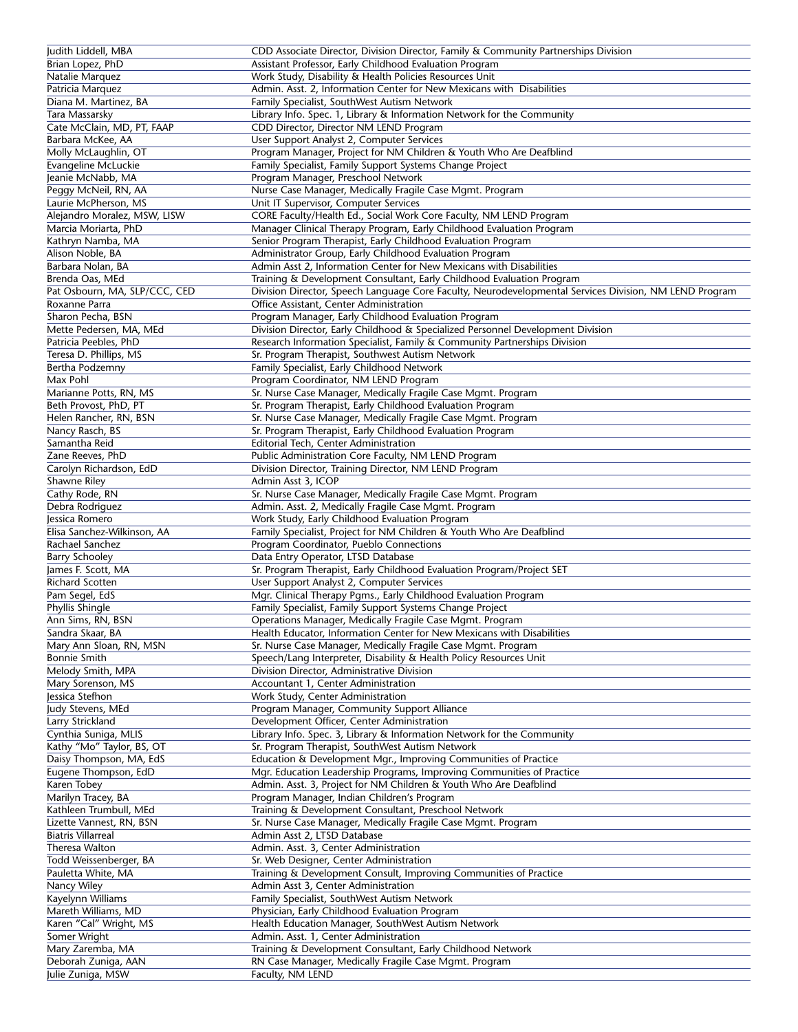| | |
|---|---|
| Judith Liddell, MBA | CDD Associate Director, Division Director, Family & Community Partnerships Division |
| Brian Lopez, PhD | Assistant Professor, Early Childhood Evaluation Program |
| Natalie Marquez | Work Study, Disability & Health Policies Resources Unit |
| Patricia Marquez | Admin. Asst. 2, Information Center for New Mexicans with Disabilities |
| Diana M. Martinez, BA | Family Specialist, SouthWest Autism Network |
| Tara Massarsky | Library Info. Spec. 1, Library & Information Network for the Community |
| Cate McClain, MD, PT, FAAP | CDD Director, Director NM LEND Program |
| Barbara McKee, AA | User Support Analyst 2, Computer Services |
| Molly McLaughlin, OT | Program Manager, Project for NM Children & Youth Who Are Deafblind |
| Evangeline McLuckie | Family Specialist, Family Support Systems Change Project |
| Jeanie McNabb, MA | Program Manager, Preschool Network |
| Peggy McNeil, RN, AA | Nurse Case Manager, Medically Fragile Case Mgmt. Program |
| Laurie McPherson, MS | Unit IT Supervisor, Computer Services |
| Alejandro Moralez, MSW, LISW | CORE Faculty/Health Ed., Social Work Core Faculty, NM LEND Program |
| Marcia Moriarta, PhD | Manager Clinical Therapy Program, Early Childhood Evaluation Program |
| Kathryn Namba, MA | Senior Program Therapist, Early Childhood Evaluation Program |
| Alison Noble, BA | Administrator Group, Early Childhood Evaluation Program |
| Barbara Nolan, BA | Admin Asst 2, Information Center for New Mexicans with Disabilities |
| Brenda Oas, MEd | Training & Development Consultant, Early Childhood Evaluation Program |
| Pat Osbourn, MA, SLP/CCC, CED | Division Director, Speech Language Core Faculty, Neurodevelopmental Services Division, NM LEND Program |
| Roxanne Parra | Office Assistant, Center Administration |
| Sharon Pecha, BSN | Program Manager, Early Childhood Evaluation Program |
| Mette Pedersen, MA, MEd | Division Director, Early Childhood & Specialized Personnel Development Division |
| Patricia Peebles, PhD | Research Information Specialist, Family & Community Partnerships Division |
| Teresa D. Phillips, MS | Sr. Program Therapist, Southwest Autism Network |
| Bertha Podzemny | Family Specialist, Early Childhood Network |
| Max Pohl | Program Coordinator, NM LEND Program |
| Marianne Potts, RN, MS | Sr. Nurse Case Manager, Medically Fragile Case Mgmt. Program |
| Beth Provost, PhD, PT | Sr. Program Therapist, Early Childhood Evaluation Program |
| Helen Rancher, RN, BSN | Sr. Nurse Case Manager, Medically Fragile Case Mgmt. Program |
| Nancy Rasch, BS | Sr. Program Therapist, Early Childhood Evaluation Program |
| Samantha Reid | Editorial Tech, Center Administration |
| Zane Reeves, PhD | Public Administration Core Faculty, NM LEND Program |
| Carolyn Richardson, EdD | Division Director, Training Director, NM LEND Program |
| Shawne Riley | Admin Asst 3, ICOP |
| Cathy Rode, RN | Sr. Nurse Case Manager, Medically Fragile Case Mgmt. Program |
| Debra Rodriguez | Admin. Asst. 2, Medically Fragile Case Mgmt. Program |
| Jessica Romero | Work Study, Early Childhood Evaluation Program |
| Elisa Sanchez-Wilkinson, AA | Family Specialist, Project for NM Children & Youth Who Are Deafblind |
| Rachael Sanchez | Program Coordinator, Pueblo Connections |
| Barry Schooley | Data Entry Operator, LTSD Database |
| James F. Scott, MA | Sr. Program Therapist, Early Childhood Evaluation Program/Project SET |
| Richard Scotten | User Support Analyst 2, Computer Services |
| Pam Segel, EdS | Mgr. Clinical Therapy Pgms., Early Childhood Evaluation Program |
| Phyllis Shingle | Family Specialist, Family Support Systems Change Project |
| Ann Sims, RN, BSN | Operations Manager, Medically Fragile Case Mgmt. Program |
| Sandra Skaar, BA | Health Educator, Information Center for New Mexicans with Disabilities |
| Mary Ann Sloan, RN, MSN | Sr. Nurse Case Manager, Medically Fragile Case Mgmt. Program |
| Bonnie Smith | Speech/Lang Interpreter, Disability & Health Policy Resources Unit |
| Melody Smith, MPA | Division Director, Administrative Division |
| Mary Sorenson, MS | Accountant 1, Center Administration |
| Jessica Stefhon | Work Study, Center Administration |
| Judy Stevens, MEd | Program Manager, Community Support Alliance |
| Larry Strickland | Development Officer, Center Administration |
| Cynthia Suniga, MLIS | Library Info. Spec. 3, Library & Information Network for the Community |
| Kathy "Mo" Taylor, BS, OT | Sr. Program Therapist, SouthWest Autism Network |
| Daisy Thompson, MA, EdS | Education & Development Mgr., Improving Communities of Practice |
| Eugene Thompson, EdD | Mgr. Education Leadership Programs, Improving Communities of Practice |
| Karen Tobey | Admin. Asst. 3, Project for NM Children & Youth Who Are Deafblind |
| Marilyn Tracey, BA | Program Manager, Indian Children's Program |
| Kathleen Trumbull, MEd | Training & Development Consultant, Preschool Network |
| Lizette Vannest, RN, BSN | Sr. Nurse Case Manager, Medically Fragile Case Mgmt. Program |
| Biatris Villarreal | Admin Asst 2, LTSD Database |
| Theresa Walton | Admin. Asst. 3, Center Administration |
| Todd Weissenberger, BA | Sr. Web Designer, Center Administration |
| Pauletta White, MA | Training & Development Consult, Improving Communities of Practice |
| Nancy Wiley | Admin Asst 3, Center Administration |
| Kayelynn Williams | Family Specialist, SouthWest Autism Network |
| Mareth Williams, MD | Physician, Early Childhood Evaluation Program |
| Karen "Cal" Wright, MS | Health Education Manager, SouthWest Autism Network |
| Somer Wright | Admin. Asst. 1, Center Administration |
| Mary Zaremba, MA | Training & Development Consultant, Early Childhood Network |
| Deborah Zuniga, AAN | RN Case Manager, Medically Fragile Case Mgmt. Program |
| Julie Zuniga, MSW | Faculty, NM LEND |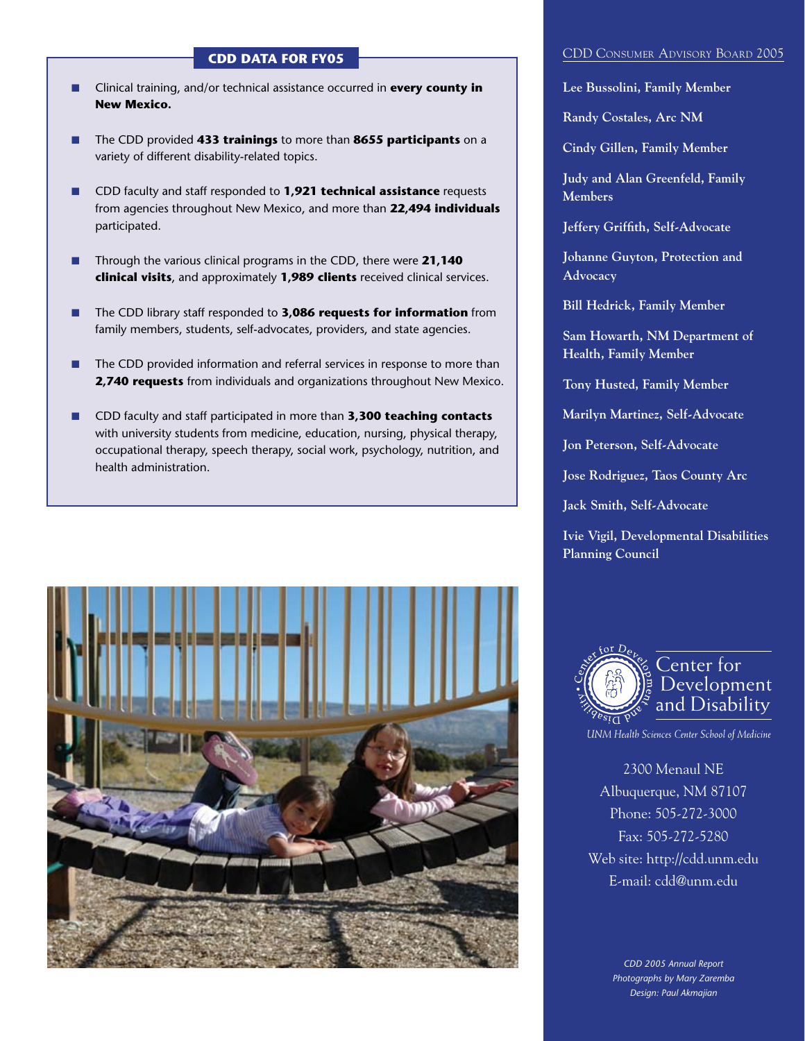## CDD DATA FOR FY05

- Clinical training, and/or technical assistance occurred in **every county in New Mexico.**
- The CDD provided **433 trainings** to more than **8655 participants** on a variety of different disability-related topics.
- CDD faculty and staff responded to **1,921 technical assistance** requests from agencies throughout New Mexico, and more than **22,494 individuals** participated.
- Through the various clinical programs in the CDD, there were **21,140 clinical visits**, and approximately **1,989 clients** received clinical services.
- The CDD library staff responded to **3,086 requests for information** from family members, students, self-advocates, providers, and state agencies.
- The CDD provided information and referral services in response to more than **2,740 requests** from individuals and organizations throughout New Mexico.
- CDD faculty and staff participated in more than **3,300 teaching contacts** with university students from medicine, education, nursing, physical therapy, occupational therapy, speech therapy, social work, psychology, nutrition, and health administration.

## CDD Consumer Advisory Board 2005

**Lee Bussolini, Family Member**

**Randy Costales, Arc NM**

**Cindy Gillen, Family Member**

**Judy and Alan Greenfeld, Family Members**

**Jeffery Griffith, Self-Advocate**

**Johanne Guyton, Protection and Advocacy**

**Bill Hedrick, Family Member**

**Sam Howarth, NM Department of Health, Family Member**

**Tony Husted, Family Member**

**Marilyn Martinez, Self-Advocate**

**Jon Peterson, Self-Advocate**

**Jose Rodriguez, Taos County Arc**

**Jack Smith, Self-Advocate**

**Ivie Vigil, Developmental Disabilities Planning Council**

Center for Development and Disability

*UNM Health Sciences Center School of Medicine*

2300 Menaul NE
Albuquerque, NM 87107
Phone: 505-272-3000
Fax: 505-272-5280
Web site: http://cdd.unm.edu
E-mail: cdd@unm.edu

*CDD 2005 Annual Report*
*Photographs by Mary Zaremba*
*Design: Paul Akmajian*